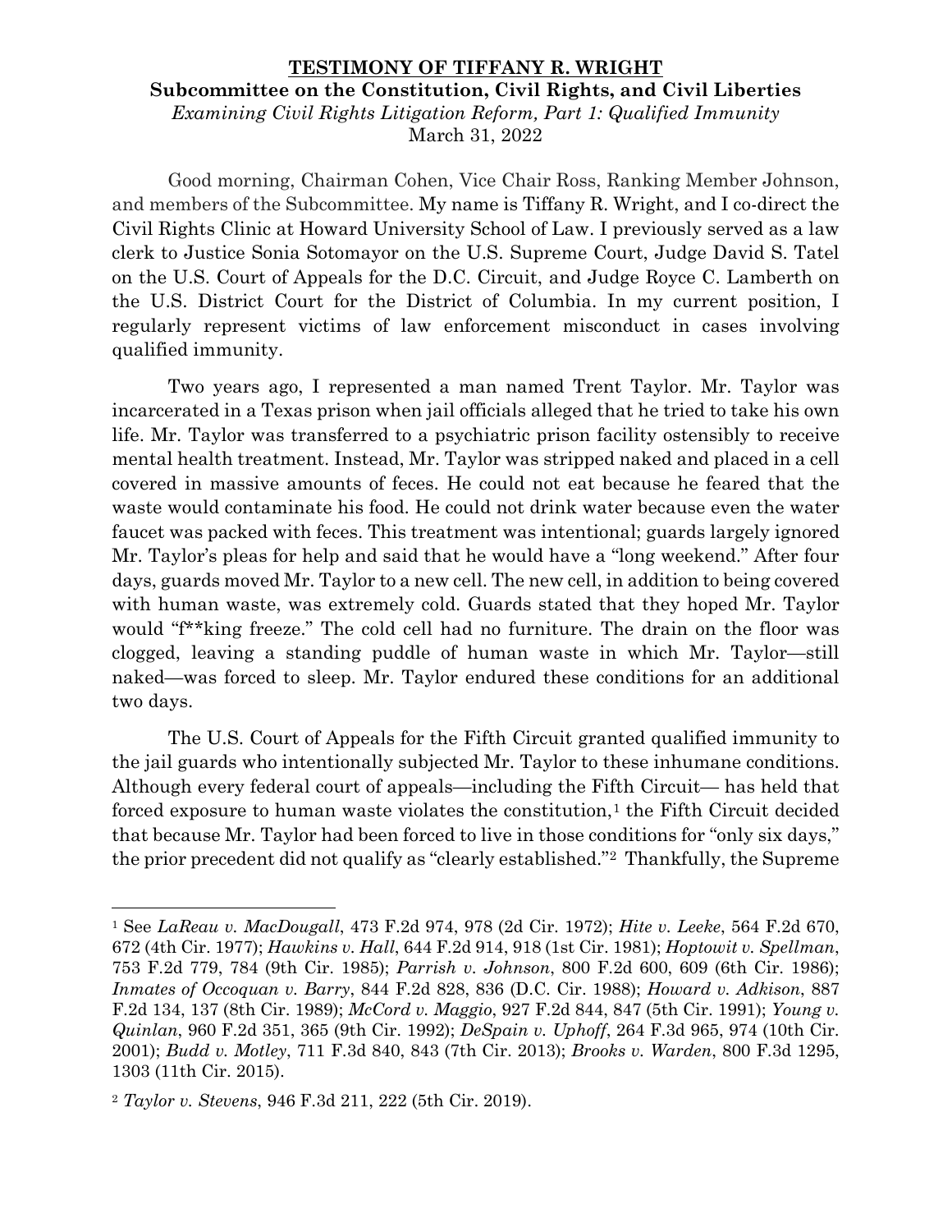# TESTIMONY OF TIFFANY R. WRIGHT

**Subcommittee on the Constitution, Civil Rights, and Civil Liberties**

*Examining Civil Rights Litigation Reform, Part 1: Qualified Immunity*

March 31, 2022

Good morning, Chairman Cohen, Vice Chair Ross, Ranking Member Johnson, and members of the Subcommittee. My name is Tiffany R. Wright, and I co-direct the Civil Rights Clinic at Howard University School of Law. I previously served as a law clerk to Justice Sonia Sotomayor on the U.S. Supreme Court, Judge David S. Tatel on the U.S. Court of Appeals for the D.C. Circuit, and Judge Royce C. Lamberth on the U.S. District Court for the District of Columbia. In my current position, I regularly represent victims of law enforcement misconduct in cases involving qualified immunity.

Two years ago, I represented a man named Trent Taylor. Mr. Taylor was incarcerated in a Texas prison when jail officials alleged that he tried to take his own life. Mr. Taylor was transferred to a psychiatric prison facility ostensibly to receive mental health treatment. Instead, Mr. Taylor was stripped naked and placed in a cell covered in massive amounts of feces. He could not eat because he feared that the waste would contaminate his food. He could not drink water because even the water faucet was packed with feces. This treatment was intentional; guards largely ignored Mr. Taylor's pleas for help and said that he would have a "long weekend." After four days, guards moved Mr. Taylor to a new cell. The new cell, in addition to being covered with human waste, was extremely cold. Guards stated that they hoped Mr. Taylor would "f**king freeze." The cold cell had no furniture. The drain on the floor was clogged, leaving a standing puddle of human waste in which Mr. Taylor—still naked—was forced to sleep. Mr. Taylor endured these conditions for an additional two days.

The U.S. Court of Appeals for the Fifth Circuit granted qualified immunity to the jail guards who intentionally subjected Mr. Taylor to these inhumane conditions. Although every federal court of appeals—including the Fifth Circuit— has held that forced exposure to human waste violates the constitution,[1] the Fifth Circuit decided that because Mr. Taylor had been forced to live in those conditions for "only six days," the prior precedent did not qualify as "clearly established."[2] Thankfully, the Supreme

---

[1] See *LaReau v. MacDougall*, 473 F.2d 974, 978 (2d Cir. 1972); *Hite v. Leeke*, 564 F.2d 670, 672 (4th Cir. 1977); *Hawkins v. Hall*, 644 F.2d 914, 918 (1st Cir. 1981); *Hoptowit v. Spellman*, 753 F.2d 779, 784 (9th Cir. 1985); *Parrish v. Johnson*, 800 F.2d 600, 609 (6th Cir. 1986); *Inmates of Occoquan v. Barry*, 844 F.2d 828, 836 (D.C. Cir. 1988); *Howard v. Adkison*, 887 F.2d 134, 137 (8th Cir. 1989); *McCord v. Maggio*, 927 F.2d 844, 847 (5th Cir. 1991); *Young v. Quinlan*, 960 F.2d 351, 365 (9th Cir. 1992); *DeSpain v. Uphoff*, 264 F.3d 965, 974 (10th Cir. 2001); *Budd v. Motley*, 711 F.3d 840, 843 (7th Cir. 2013); *Brooks v. Warden*, 800 F.3d 1295, 1303 (11th Cir. 2015).

[2] *Taylor v. Stevens*, 946 F.3d 211, 222 (5th Cir. 2019).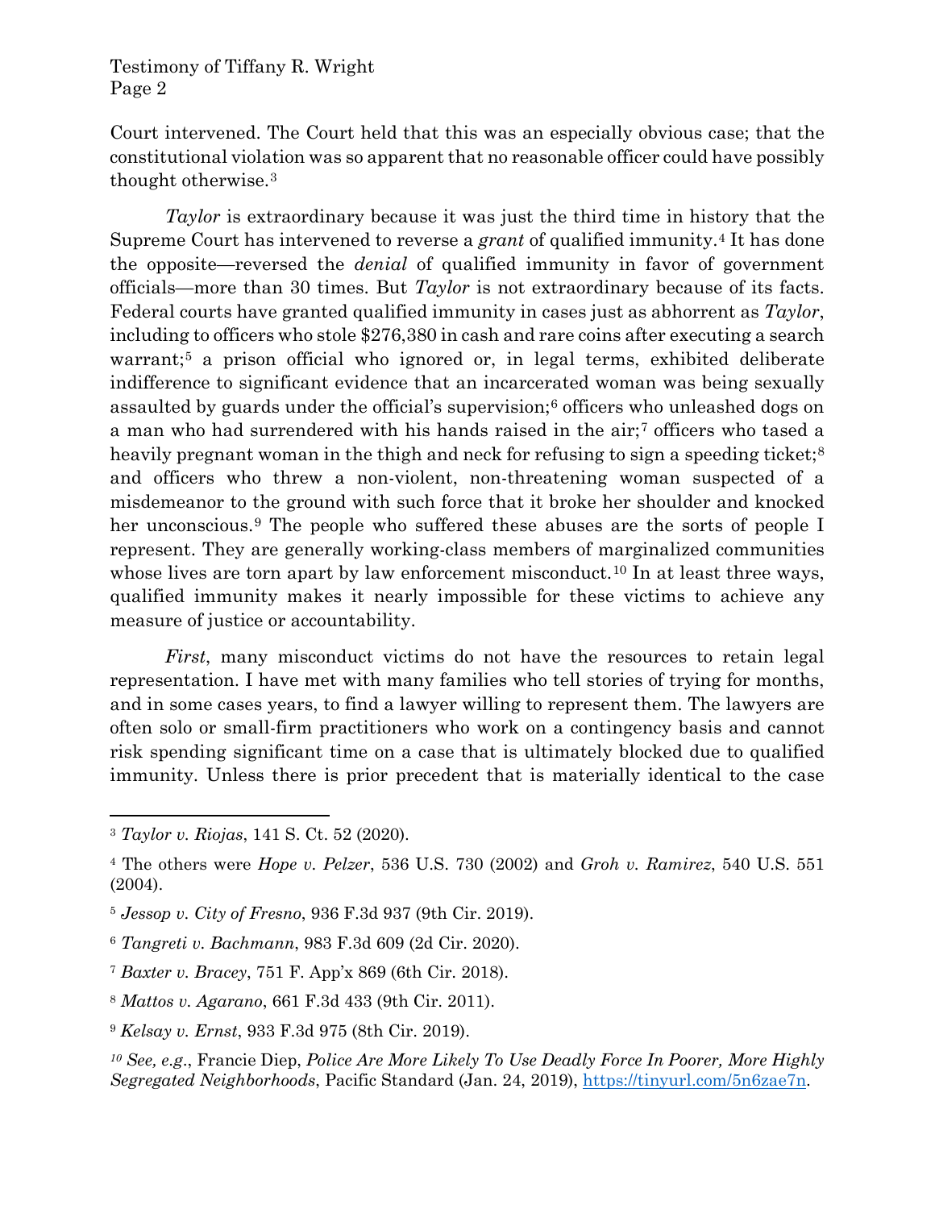Court intervened. The Court held that this was an especially obvious case; that the constitutional violation was so apparent that no reasonable officer could have possibly thought otherwise.[3]

*Taylor* is extraordinary because it was just the third time in history that the Supreme Court has intervened to reverse a *grant* of qualified immunity.[4] It has done the opposite—reversed the *denial* of qualified immunity in favor of government officials—more than 30 times. But *Taylor* is not extraordinary because of its facts. Federal courts have granted qualified immunity in cases just as abhorrent as *Taylor*, including to officers who stole $276,380 in cash and rare coins after executing a search warrant;[5] a prison official who ignored or, in legal terms, exhibited deliberate indifference to significant evidence that an incarcerated woman was being sexually assaulted by guards under the official's supervision;[6] officers who unleashed dogs on a man who had surrendered with his hands raised in the air;[7] officers who tased a heavily pregnant woman in the thigh and neck for refusing to sign a speeding ticket;[8] and officers who threw a non-violent, non-threatening woman suspected of a misdemeanor to the ground with such force that it broke her shoulder and knocked her unconscious.[9] The people who suffered these abuses are the sorts of people I represent. They are generally working-class members of marginalized communities whose lives are torn apart by law enforcement misconduct.[10] In at least three ways, qualified immunity makes it nearly impossible for these victims to achieve any measure of justice or accountability.

*First*, many misconduct victims do not have the resources to retain legal representation. I have met with many families who tell stories of trying for months, and in some cases years, to find a lawyer willing to represent them. The lawyers are often solo or small-firm practitioners who work on a contingency basis and cannot risk spending significant time on a case that is ultimately blocked due to qualified immunity. Unless there is prior precedent that is materially identical to the case

---

[3] *Taylor v. Riojas*, 141 S. Ct. 52 (2020).

[4] The others were *Hope v. Pelzer*, 536 U.S. 730 (2002) and *Groh v. Ramirez*, 540 U.S. 551 (2004).

[5] *Jessop v. City of Fresno*, 936 F.3d 937 (9th Cir. 2019).

[6] *Tangreti v. Bachmann*, 983 F.3d 609 (2d Cir. 2020).

[7] *Baxter v. Bracey*, 751 F. App'x 869 (6th Cir. 2018).

[8] *Mattos v. Agarano*, 661 F.3d 433 (9th Cir. 2011).

[9] *Kelsay v. Ernst*, 933 F.3d 975 (8th Cir. 2019).

[10] *See, e.g.*, Francie Diep, *Police Are More Likely To Use Deadly Force In Poorer, More Highly Segregated Neighborhoods*, Pacific Standard (Jan. 24, 2019), https://tinyurl.com/5n6zae7n.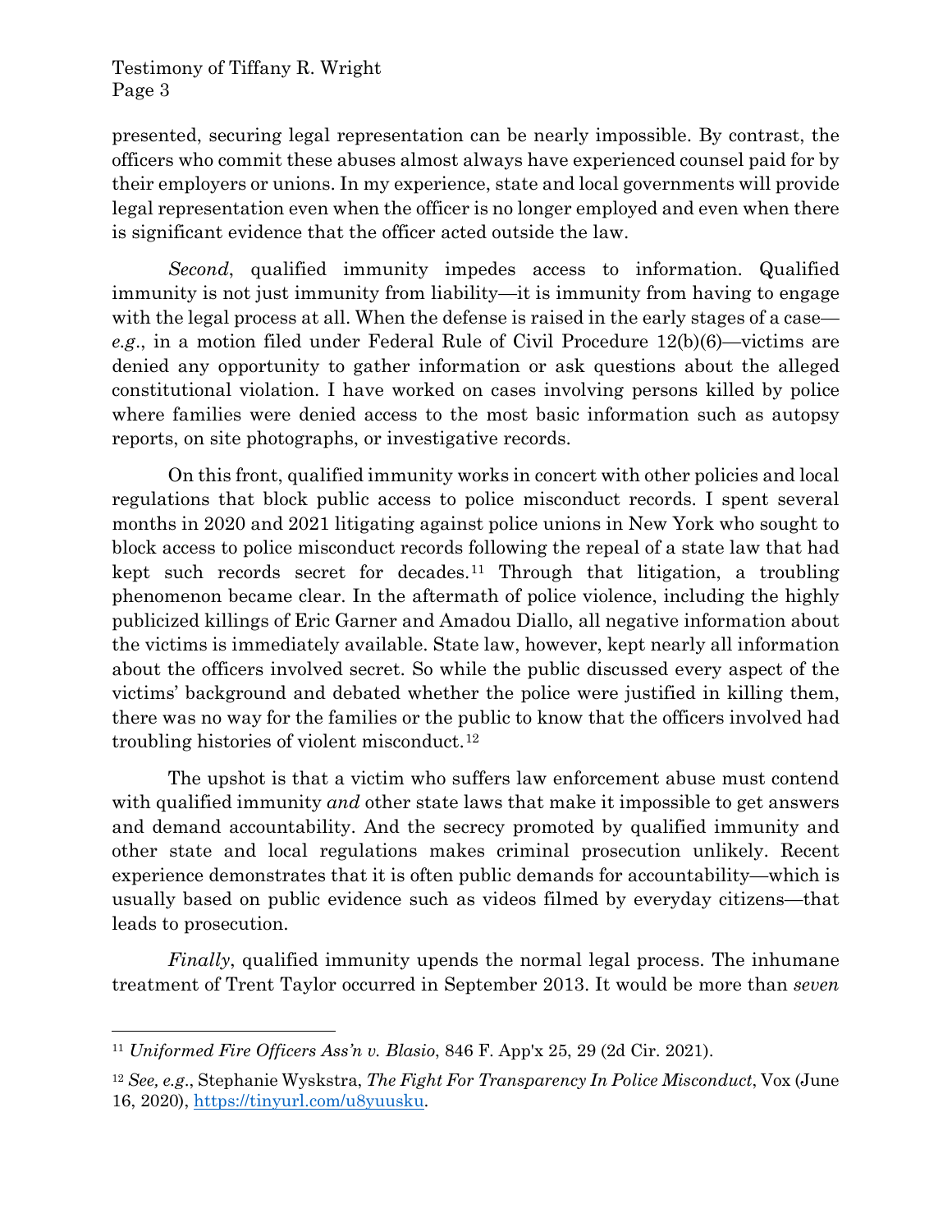presented, securing legal representation can be nearly impossible. By contrast, the officers who commit these abuses almost always have experienced counsel paid for by their employers or unions. In my experience, state and local governments will provide legal representation even when the officer is no longer employed and even when there is significant evidence that the officer acted outside the law.

*Second*, qualified immunity impedes access to information. Qualified immunity is not just immunity from liability—it is immunity from having to engage with the legal process at all. When the defense is raised in the early stages of a case—*e.g*., in a motion filed under Federal Rule of Civil Procedure 12(b)(6)—victims are denied any opportunity to gather information or ask questions about the alleged constitutional violation. I have worked on cases involving persons killed by police where families were denied access to the most basic information such as autopsy reports, on site photographs, or investigative records.

On this front, qualified immunity works in concert with other policies and local regulations that block public access to police misconduct records. I spent several months in 2020 and 2021 litigating against police unions in New York who sought to block access to police misconduct records following the repeal of a state law that had kept such records secret for decades.[11] Through that litigation, a troubling phenomenon became clear. In the aftermath of police violence, including the highly publicized killings of Eric Garner and Amadou Diallo, all negative information about the victims is immediately available. State law, however, kept nearly all information about the officers involved secret. So while the public discussed every aspect of the victims' background and debated whether the police were justified in killing them, there was no way for the families or the public to know that the officers involved had troubling histories of violent misconduct.[12]

The upshot is that a victim who suffers law enforcement abuse must contend with qualified immunity *and* other state laws that make it impossible to get answers and demand accountability. And the secrecy promoted by qualified immunity and other state and local regulations makes criminal prosecution unlikely. Recent experience demonstrates that it is often public demands for accountability—which is usually based on public evidence such as videos filmed by everyday citizens—that leads to prosecution.

*Finally*, qualified immunity upends the normal legal process. The inhumane treatment of Trent Taylor occurred in September 2013. It would be more than *seven*

---

[11] *Uniformed Fire Officers Ass'n v. Blasio*, 846 F. App'x 25, 29 (2d Cir. 2021).

[12] *See, e.g*., Stephanie Wyskstra, *The Fight For Transparency In Police Misconduct*, Vox (June 16, 2020), https://tinyurl.com/u8yuusku.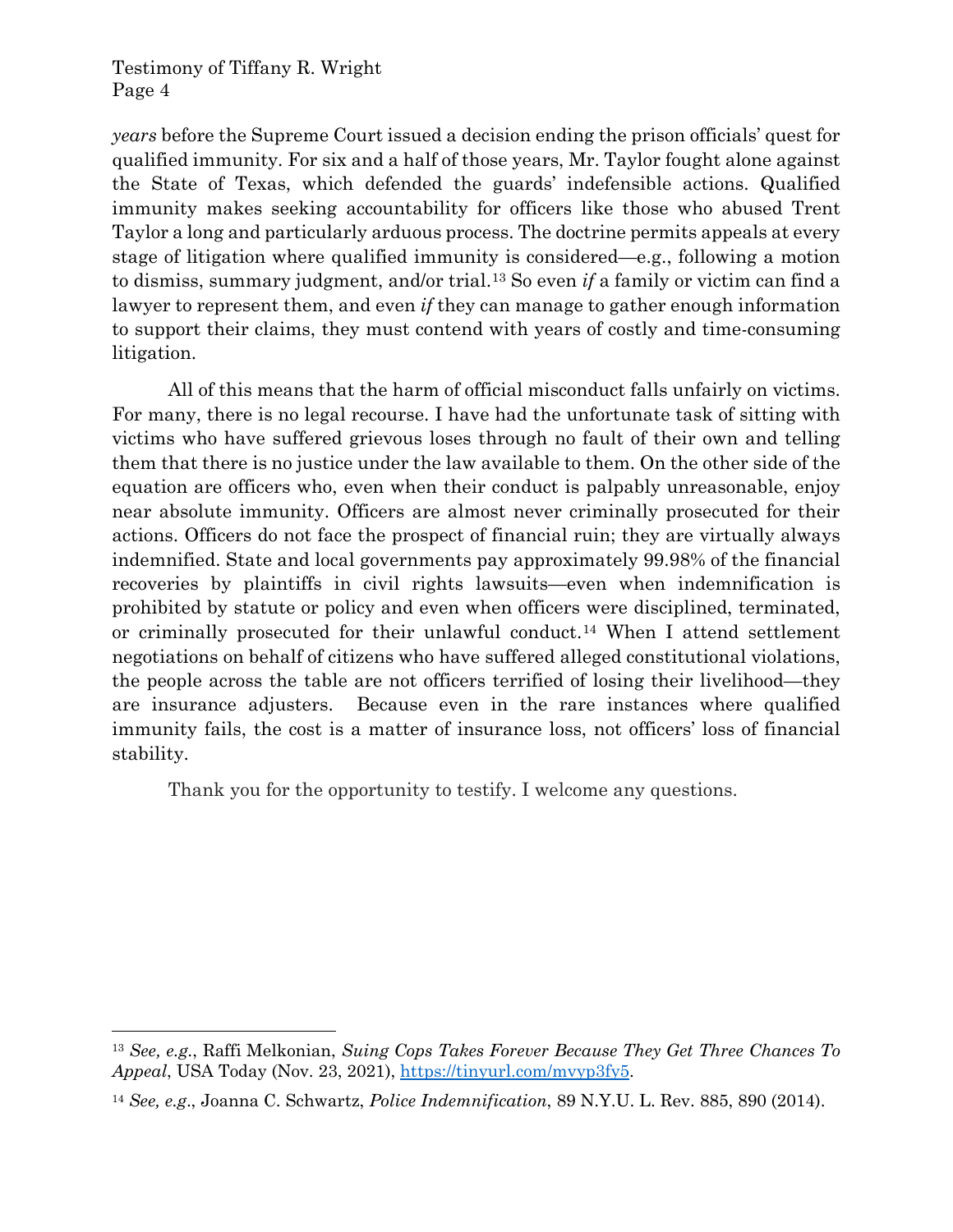*years* before the Supreme Court issued a decision ending the prison officials' quest for qualified immunity. For six and a half of those years, Mr. Taylor fought alone against the State of Texas, which defended the guards' indefensible actions. Qualified immunity makes seeking accountability for officers like those who abused Trent Taylor a long and particularly arduous process. The doctrine permits appeals at every stage of litigation where qualified immunity is considered—e.g., following a motion to dismiss, summary judgment, and/or trial.[13] So even *if* a family or victim can find a lawyer to represent them, and even *if* they can manage to gather enough information to support their claims, they must contend with years of costly and time-consuming litigation.

All of this means that the harm of official misconduct falls unfairly on victims. For many, there is no legal recourse. I have had the unfortunate task of sitting with victims who have suffered grievous loses through no fault of their own and telling them that there is no justice under the law available to them. On the other side of the equation are officers who, even when their conduct is palpably unreasonable, enjoy near absolute immunity. Officers are almost never criminally prosecuted for their actions. Officers do not face the prospect of financial ruin; they are virtually always indemnified. State and local governments pay approximately 99.98% of the financial recoveries by plaintiffs in civil rights lawsuits—even when indemnification is prohibited by statute or policy and even when officers were disciplined, terminated, or criminally prosecuted for their unlawful conduct.[14] When I attend settlement negotiations on behalf of citizens who have suffered alleged constitutional violations, the people across the table are not officers terrified of losing their livelihood—they are insurance adjusters. Because even in the rare instances where qualified immunity fails, the cost is a matter of insurance loss, not officers' loss of financial stability.

Thank you for the opportunity to testify. I welcome any questions.

---

[13] *See, e.g.*, Raffi Melkonian, *Suing Cops Takes Forever Because They Get Three Chances To Appeal*, USA Today (Nov. 23, 2021), https://tinyurl.com/mvyp3fy5.

[14] *See, e.g*., Joanna C. Schwartz, *Police Indemnification*, 89 N.Y.U. L. Rev. 885, 890 (2014).